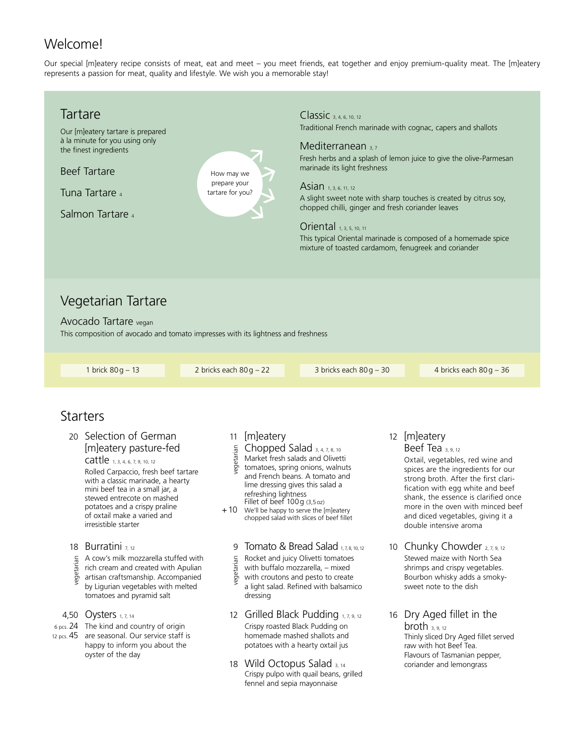# Welcome!

Our special [m]eatery recipe consists of meat, eat and meet – you meet friends, eat together and enjoy premium-quality meat. The [m]eatery represents a passion for meat, quality and lifestyle. We wish you a memorable stay!

## Tartare

Our [m]eatery tartare is prepared à la minute for you using only the finest ingredients

Beef Tartare

Tuna Tartare 4

Salmon Tartare 4

How may we prepare your tartare for you?

**Classic** 3, 4, 6, 10, 12
Traditional French marinade with cognac, capers and shallots

**Mediterranean** 3, 7
Fresh herbs and a splash of lemon juice to give the olive-Parmesan marinade its light freshness

**Asian** 1, 3, 6, 11, 12
A slight sweet note with sharp touches is created by citrus soy, chopped chilli, ginger and fresh coriander leaves

**Oriental** 1, 3, 5, 10, 11
This typical Oriental marinade is composed of a homemade spice mixture of toasted cardamom, fenugreek and coriander

## Vegetarian Tartare

**Avocado Tartare** vegan
This composition of avocado and tomato impresses with its lightness and freshness

| 1 brick 80 g – 13 | 2 bricks each 80 g – 22 | 3 bricks each 80 g – 30 | 4 bricks each 80 g – 36 |
|---|---|---|---|

## Starters

**20 Selection of German [m]eatery pasture-fed cattle** 1, 3, 4, 6, 7, 9, 10, 12
Rolled Carpaccio, fresh beef tartare with a classic marinade, a hearty mini beef tea in a small jar, a stewed entrecote on mashed potatoes and a crispy praline of oxtail make a varied and irresistible starter

**18 Burratini** 7, 12 *(vegetarian)*
A cow's milk mozzarella stuffed with rich cream and created with Apulian artisan craftsmanship. Accompanied by Ligurian vegetables with melted tomatoes and pyramid salt

**4,50 Oysters** 1, 7, 14
6 pcs. 24
12 pcs. 45
The kind and country of origin are seasonal. Our service staff is happy to inform you about the oyster of the day

**11 [m]eatery Chopped Salad** 3, 4, 7, 8, 10 *(vegetarian)*
Market fresh salads and Olivetti tomatoes, spring onions, walnuts and French beans. A tomato and lime dressing gives this salad a refreshing lightness
Fillet of beef 100 g (3,5 oz)
+ 10 We'll be happy to serve the [m]eatery chopped salad with slices of beef fillet

**9 Tomato & Bread Salad** 1, 7, 8, 10, 12 *(vegetarian)*
Rocket and juicy Olivetti tomatoes with buffalo mozzarella, – mixed with croutons and pesto to create a light salad. Refined with balsamico dressing

**12 Grilled Black Pudding** 1, 7, 9, 12
Crispy roasted Black Pudding on homemade mashed shallots and potatoes with a hearty oxtail jus

**18 Wild Octopus Salad** 3, 14
Crispy pulpo with quail beans, grilled fennel and sepia mayonnaise

**12 [m]eatery Beef Tea** 3, 9, 12
Oxtail, vegetables, red wine and spices are the ingredients for our strong broth. After the first clarification with egg white and beef shank, the essence is clarified once more in the oven with minced beef and diced vegetables, giving it a double intensive aroma

**10 Chunky Chowder** 2, 7, 9, 12
Stewed maize with North Sea shrimps and crispy vegetables. Bourbon whisky adds a smoky-sweet note to the dish

**16 Dry Aged fillet in the broth** 3, 9, 12
Thinly sliced Dry Aged fillet served raw with hot Beef Tea. Flavours of Tasmanian pepper, coriander and lemongrass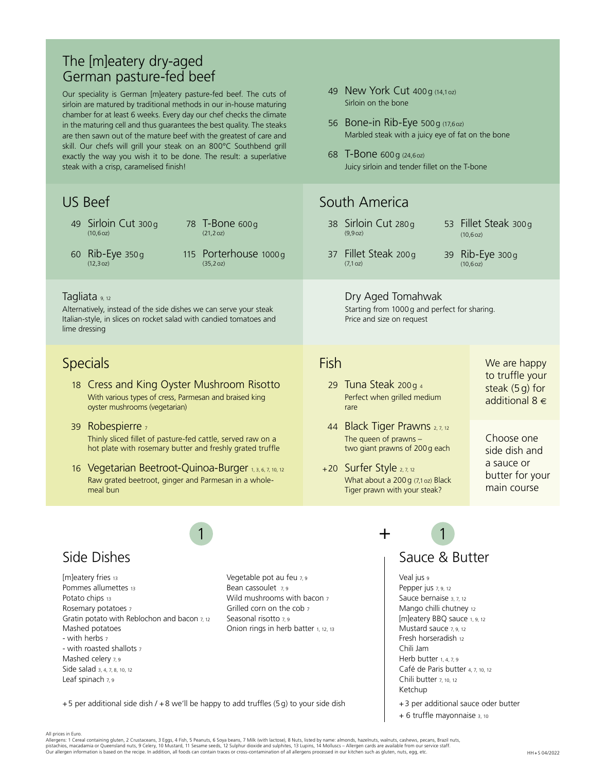## The [m]eatery dry-aged German pasture-fed beef

Our speciality is German [m]eatery pasture-fed beef. The cuts of sirloin are matured by traditional methods in our in-house maturing chamber for at least 6 weeks. Every day our chef checks the climate in the maturing cell and thus guarantees the best quality. The steaks are then sawn out of the mature beef with the greatest of care and skill. Our chefs will grill your steak on an 800°C Southbend grill exactly the way you wish it to be done. The result: a superlative steak with a crisp, caramelised finish!

49 **New York Cut** 400 g (14,1 oz)
Sirloin on the bone

56 **Bone-in Rib-Eye** 500 g (17,6 oz)
Marbled steak with a juicy eye of fat on the bone

68 **T-Bone** 600 g (24,6 oz)
Juicy sirloin and tender fillet on the T-bone

## US Beef

49 **Sirloin Cut** 300 g (10,6 oz)

78 **T-Bone** 600 g (21,2 oz)

60 **Rib-Eye** 350 g (12,3 oz)

115 **Porterhouse** 1000 g (35,2 oz)

## South America

38 **Sirloin Cut** 280 g (9,9 oz)

53 **Fillet Steak** 300 g (10,6 oz)

37 **Fillet Steak** 200 g (7,1 oz)

39 **Rib-Eye** 300 g (10,6 oz)

### Tagliata 9, 12

Alternatively, instead of the side dishes we can serve your steak Italian-style, in slices on rocket salad with candied tomatoes and lime dressing

### Dry Aged Tomahwak

Starting from 1000 g and perfect for sharing.
Price and size on request

## Specials

18 **Cress and King Oyster Mushroom Risotto**
With various types of cress, Parmesan and braised king oyster mushrooms (vegetarian)

39 **Robespierre** 7
Thinly sliced fillet of pasture-fed cattle, served raw on a hot plate with rosemary butter and freshly grated truffle

16 **Vegetarian Beetroot-Quinoa-Burger** 1, 3, 6, 7, 10, 12
Raw grated beetroot, ginger and Parmesan in a wholemeal bun

## Fish

29 **Tuna Steak** 200 g 4
Perfect when grilled medium rare

44 **Black Tiger Prawns** 2, 7, 12
The queen of prawns – two giant prawns of 200 g each

+20 **Surfer Style** 2, 7, 12
What about a 200 g (7,1 oz) Black Tiger prawn with your steak?

We are happy to truffle your steak (5 g) for additional 8 €

Choose one side dish and a sauce or butter for your main course

## 1 Side Dishes

- [m]eatery fries 13
- Pommes allumettes 13
- Potato chips 13
- Rosemary potatoes 7
- Gratin potato with Reblochon and bacon 7, 12
- Mashed potatoes
  - with herbs 7
  - with roasted shallots 7
- Mashed celery 7, 9
- Side salad 3, 4, 7, 8, 10, 12
- Leaf spinach 7, 9
- Vegetable pot au feu 7, 9
- Bean cassoulet 7, 9
- Wild mushrooms with bacon 7
- Grilled corn on the cob 7
- Seasonal risotto 7, 9
- Onion rings in herb batter 1, 12, 13

+5 per additional side dish / +8 we'll be happy to add truffles (5 g) to your side dish

## + 1 Sauce & Butter

- Veal jus 9
- Pepper jus 7, 9, 12
- Sauce bernaise 3, 7, 12
- Mango chilli chutney 12
- [m]eatery BBQ sauce 1, 9, 12
- Mustard sauce 7, 9, 12
- Fresh horseradish 12
- Chili Jam
- Herb butter 1, 4, 7, 9
- Café de Paris butter 4, 7, 10, 12
- Chili butter 7, 10, 12
- Ketchup

+3 per additional sauce oder butter
+ 6 truffle mayonnaise 3, 10

All prices in Euro.
Allergens: 1 Cereal containing gluten, 2 Crustaceans, 3 Eggs, 4 Fish, 5 Peanuts, 6 Soya beans, 7 Milk (with lactose), 8 Nuts, listed by name: almonds, hazelnuts, walnuts, cashews, pecans, Brazil nuts, pistachios, macadamia or Queensland nuts, 9 Celery, 10 Mustard, 11 Sesame seeds, 12 Sulphur dioxide and sulphites, 13 Lupins, 14 Molluscs – Allergen cards are available from our service staff.
Our allergen information is based on the recipe. In addition, all foods can contain traces or cross-contamination of all allergens processed in our kitchen such as gluten, nuts, egg, etc.

HH+S 04/2022